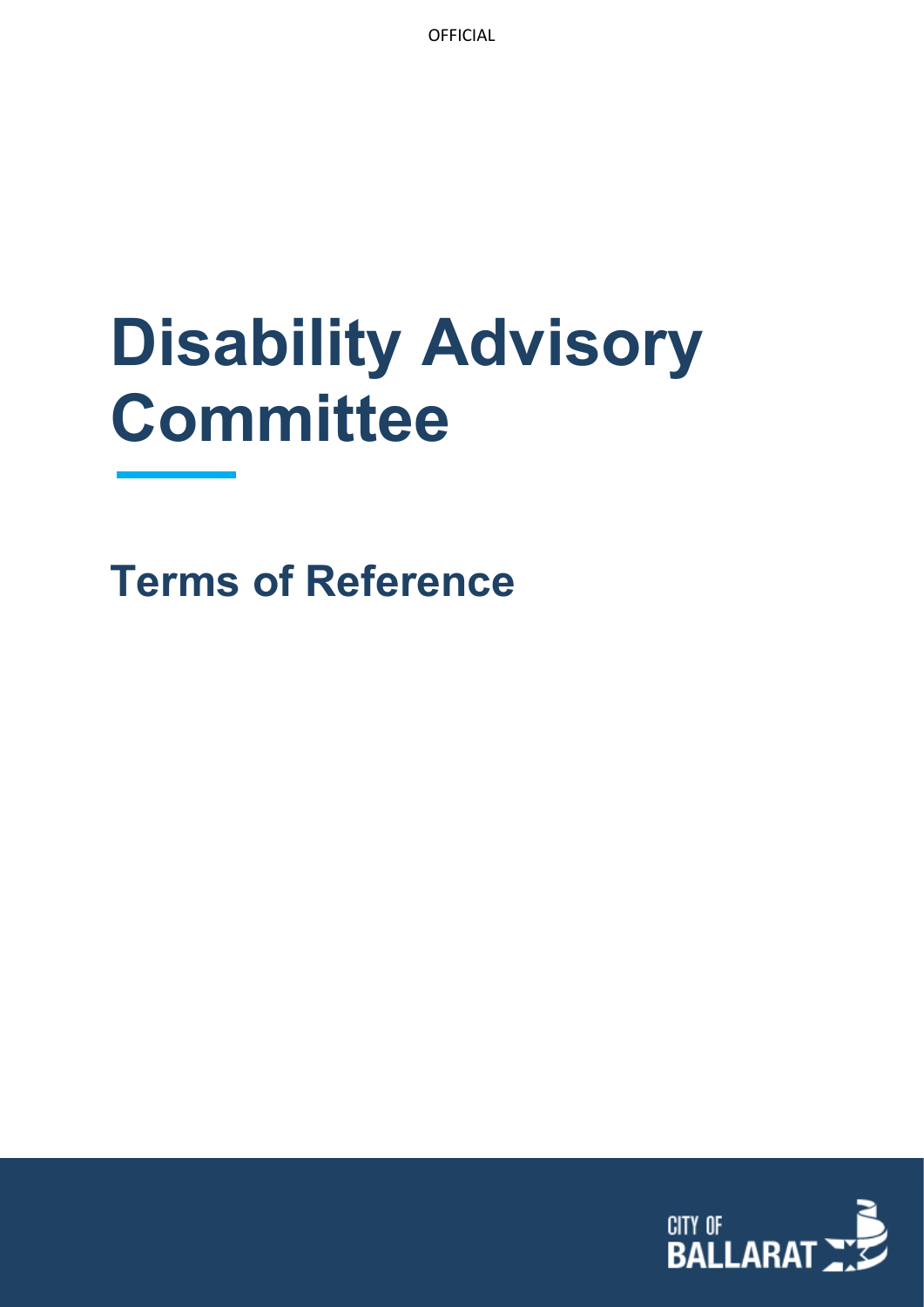OFFICIAL

# Disability Advisory Committee

## Terms of Reference

CITY OF BALLARAT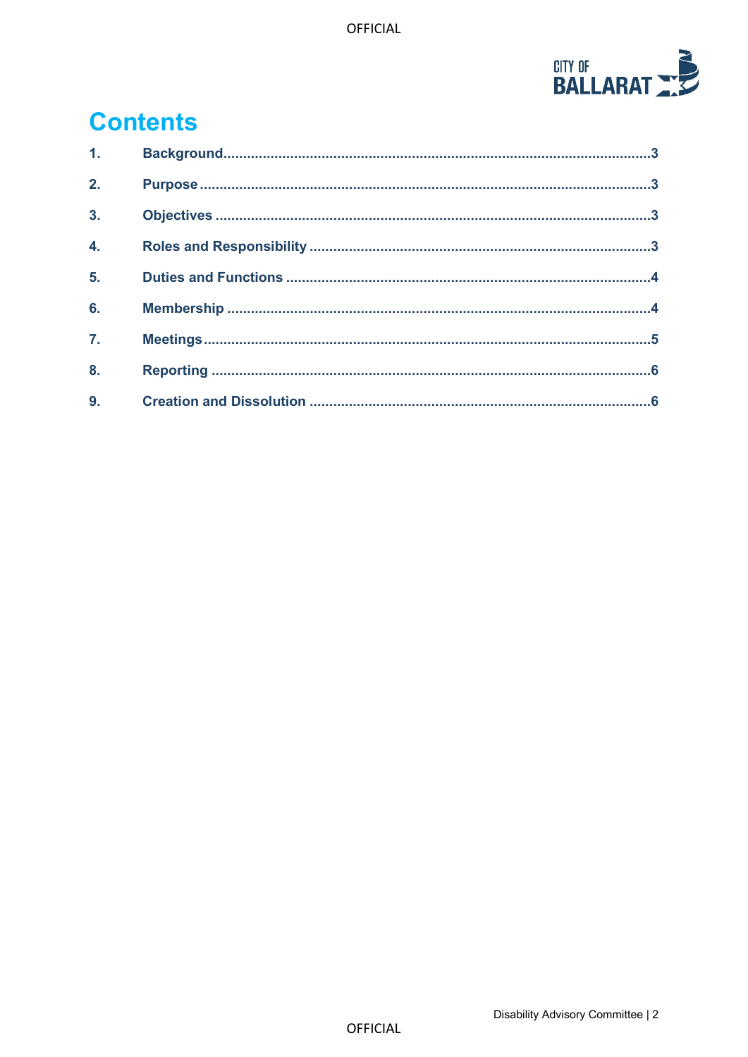# Contents

1. Background ........................................................................ 3
2. Purpose ............................................................................. 3
3. Objectives ......................................................................... 3
4. Roles and Responsibility ................................................... 3
5. Duties and Functions ........................................................ 4
6. Membership ...................................................................... 4
7. Meetings ............................................................................ 5
8. Reporting .......................................................................... 6
9. Creation and Dissolution ................................................... 6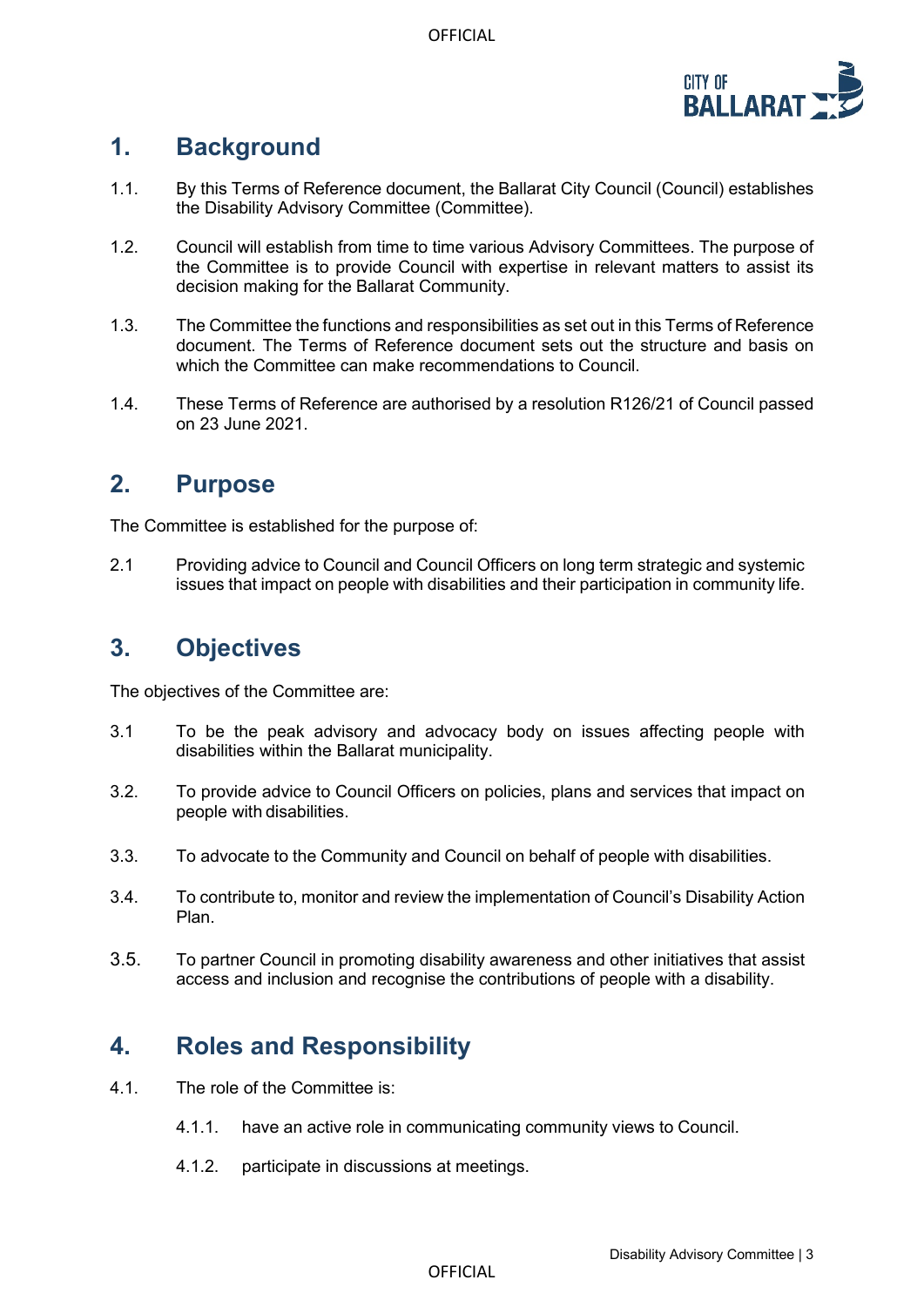## 1. Background

1.1. By this Terms of Reference document, the Ballarat City Council (Council) establishes the Disability Advisory Committee (Committee).

1.2. Council will establish from time to time various Advisory Committees. The purpose of the Committee is to provide Council with expertise in relevant matters to assist its decision making for the Ballarat Community.

1.3. The Committee the functions and responsibilities as set out in this Terms of Reference document. The Terms of Reference document sets out the structure and basis on which the Committee can make recommendations to Council.

1.4. These Terms of Reference are authorised by a resolution R126/21 of Council passed on 23 June 2021.

## 2. Purpose

The Committee is established for the purpose of:

2.1 Providing advice to Council and Council Officers on long term strategic and systemic issues that impact on people with disabilities and their participation in community life.

## 3. Objectives

The objectives of the Committee are:

3.1 To be the peak advisory and advocacy body on issues affecting people with disabilities within the Ballarat municipality.

3.2. To provide advice to Council Officers on policies, plans and services that impact on people with disabilities.

3.3. To advocate to the Community and Council on behalf of people with disabilities.

3.4. To contribute to, monitor and review the implementation of Council's Disability Action Plan.

3.5. To partner Council in promoting disability awareness and other initiatives that assist access and inclusion and recognise the contributions of people with a disability.

## 4. Roles and Responsibility

4.1. The role of the Committee is:

4.1.1. have an active role in communicating community views to Council.

4.1.2. participate in discussions at meetings.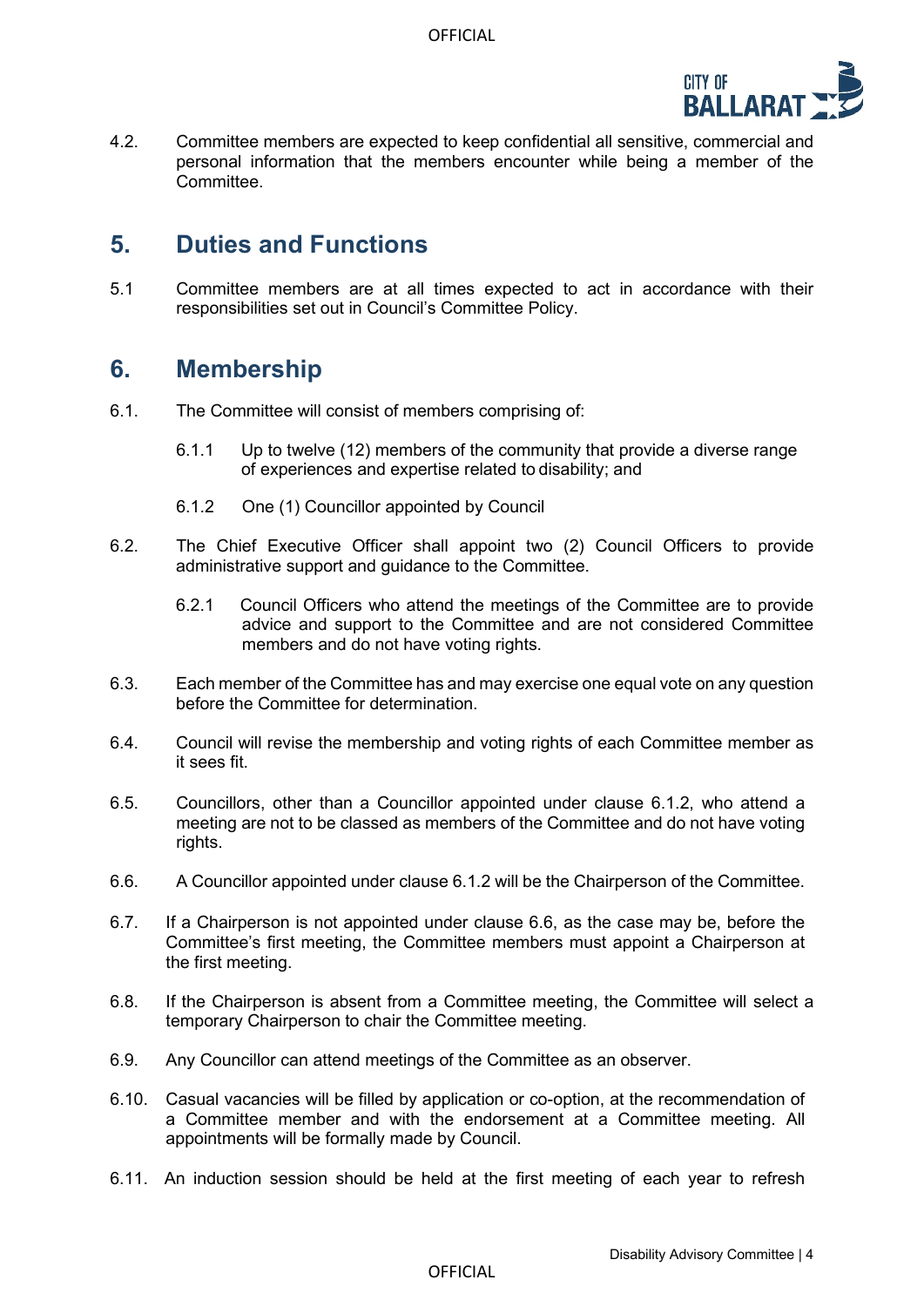4.2. Committee members are expected to keep confidential all sensitive, commercial and personal information that the members encounter while being a member of the Committee.

## 5. Duties and Functions

5.1 Committee members are at all times expected to act in accordance with their responsibilities set out in Council's Committee Policy.

## 6. Membership

6.1. The Committee will consist of members comprising of:

6.1.1 Up to twelve (12) members of the community that provide a diverse range of experiences and expertise related to disability; and

6.1.2 One (1) Councillor appointed by Council

6.2. The Chief Executive Officer shall appoint two (2) Council Officers to provide administrative support and guidance to the Committee.

6.2.1 Council Officers who attend the meetings of the Committee are to provide advice and support to the Committee and are not considered Committee members and do not have voting rights.

6.3. Each member of the Committee has and may exercise one equal vote on any question before the Committee for determination.

6.4. Council will revise the membership and voting rights of each Committee member as it sees fit.

6.5. Councillors, other than a Councillor appointed under clause 6.1.2, who attend a meeting are not to be classed as members of the Committee and do not have voting rights.

6.6. A Councillor appointed under clause 6.1.2 will be the Chairperson of the Committee.

6.7. If a Chairperson is not appointed under clause 6.6, as the case may be, before the Committee's first meeting, the Committee members must appoint a Chairperson at the first meeting.

6.8. If the Chairperson is absent from a Committee meeting, the Committee will select a temporary Chairperson to chair the Committee meeting.

6.9. Any Councillor can attend meetings of the Committee as an observer.

6.10. Casual vacancies will be filled by application or co-option, at the recommendation of a Committee member and with the endorsement at a Committee meeting. All appointments will be formally made by Council.

6.11. An induction session should be held at the first meeting of each year to refresh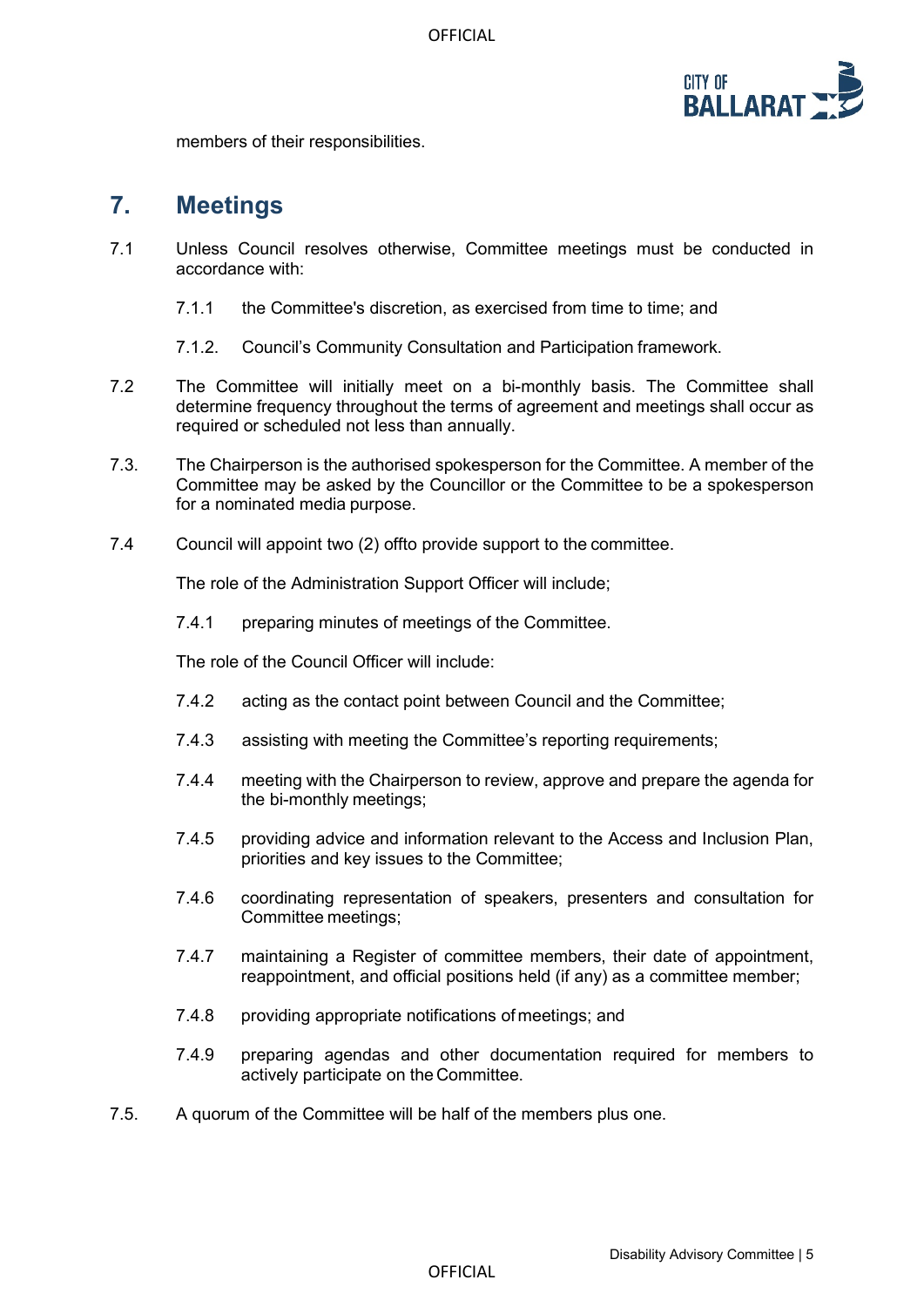members of their responsibilities.

## 7. Meetings

7.1 Unless Council resolves otherwise, Committee meetings must be conducted in accordance with:

7.1.1 the Committee's discretion, as exercised from time to time; and

7.1.2. Council's Community Consultation and Participation framework.

7.2 The Committee will initially meet on a bi-monthly basis. The Committee shall determine frequency throughout the terms of agreement and meetings shall occur as required or scheduled not less than annually.

7.3. The Chairperson is the authorised spokesperson for the Committee. A member of the Committee may be asked by the Councillor or the Committee to be a spokesperson for a nominated media purpose.

7.4 Council will appoint two (2) offto provide support to the committee.

The role of the Administration Support Officer will include;

7.4.1 preparing minutes of meetings of the Committee.

The role of the Council Officer will include:

7.4.2 acting as the contact point between Council and the Committee;

7.4.3 assisting with meeting the Committee's reporting requirements;

7.4.4 meeting with the Chairperson to review, approve and prepare the agenda for the bi-monthly meetings;

7.4.5 providing advice and information relevant to the Access and Inclusion Plan, priorities and key issues to the Committee;

7.4.6 coordinating representation of speakers, presenters and consultation for Committee meetings;

7.4.7 maintaining a Register of committee members, their date of appointment, reappointment, and official positions held (if any) as a committee member;

7.4.8 providing appropriate notifications of meetings; and

7.4.9 preparing agendas and other documentation required for members to actively participate on the Committee.

7.5. A quorum of the Committee will be half of the members plus one.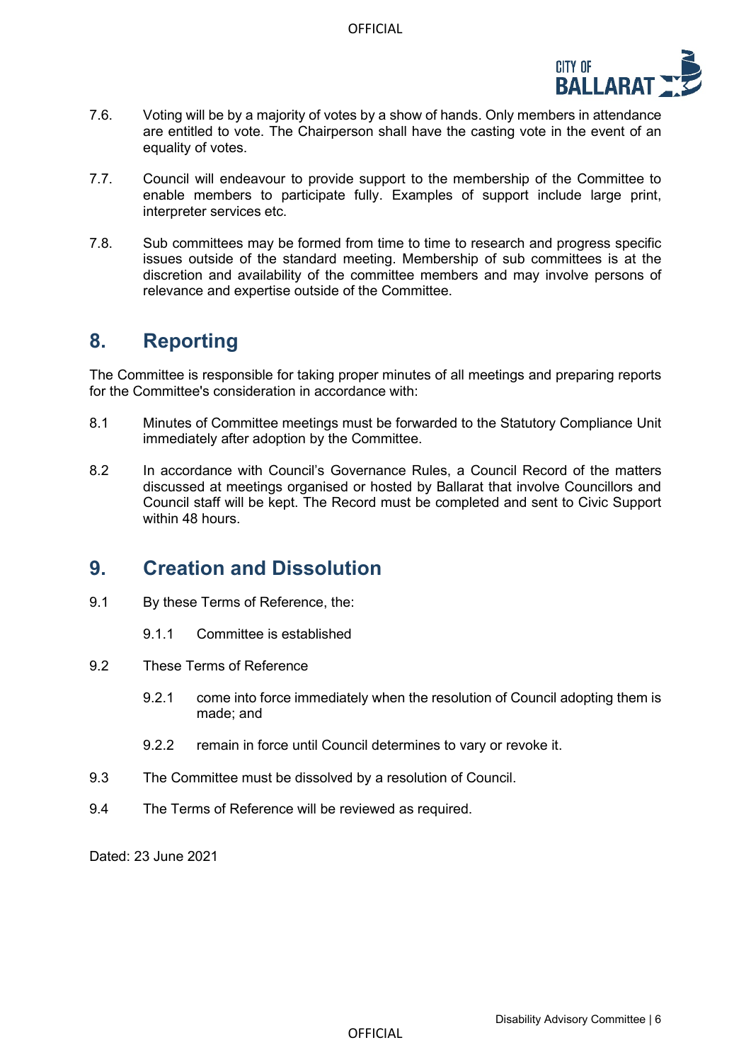7.6. Voting will be by a majority of votes by a show of hands. Only members in attendance are entitled to vote. The Chairperson shall have the casting vote in the event of an equality of votes.

7.7. Council will endeavour to provide support to the membership of the Committee to enable members to participate fully. Examples of support include large print, interpreter services etc.

7.8. Sub committees may be formed from time to time to research and progress specific issues outside of the standard meeting. Membership of sub committees is at the discretion and availability of the committee members and may involve persons of relevance and expertise outside of the Committee.

## 8. Reporting

The Committee is responsible for taking proper minutes of all meetings and preparing reports for the Committee's consideration in accordance with:

8.1 Minutes of Committee meetings must be forwarded to the Statutory Compliance Unit immediately after adoption by the Committee.

8.2 In accordance with Council's Governance Rules, a Council Record of the matters discussed at meetings organised or hosted by Ballarat that involve Councillors and Council staff will be kept. The Record must be completed and sent to Civic Support within 48 hours.

## 9. Creation and Dissolution

9.1 By these Terms of Reference, the:

9.1.1 Committee is established

9.2 These Terms of Reference

9.2.1 come into force immediately when the resolution of Council adopting them is made; and

9.2.2 remain in force until Council determines to vary or revoke it.

9.3 The Committee must be dissolved by a resolution of Council.

9.4 The Terms of Reference will be reviewed as required.

Dated: 23 June 2021